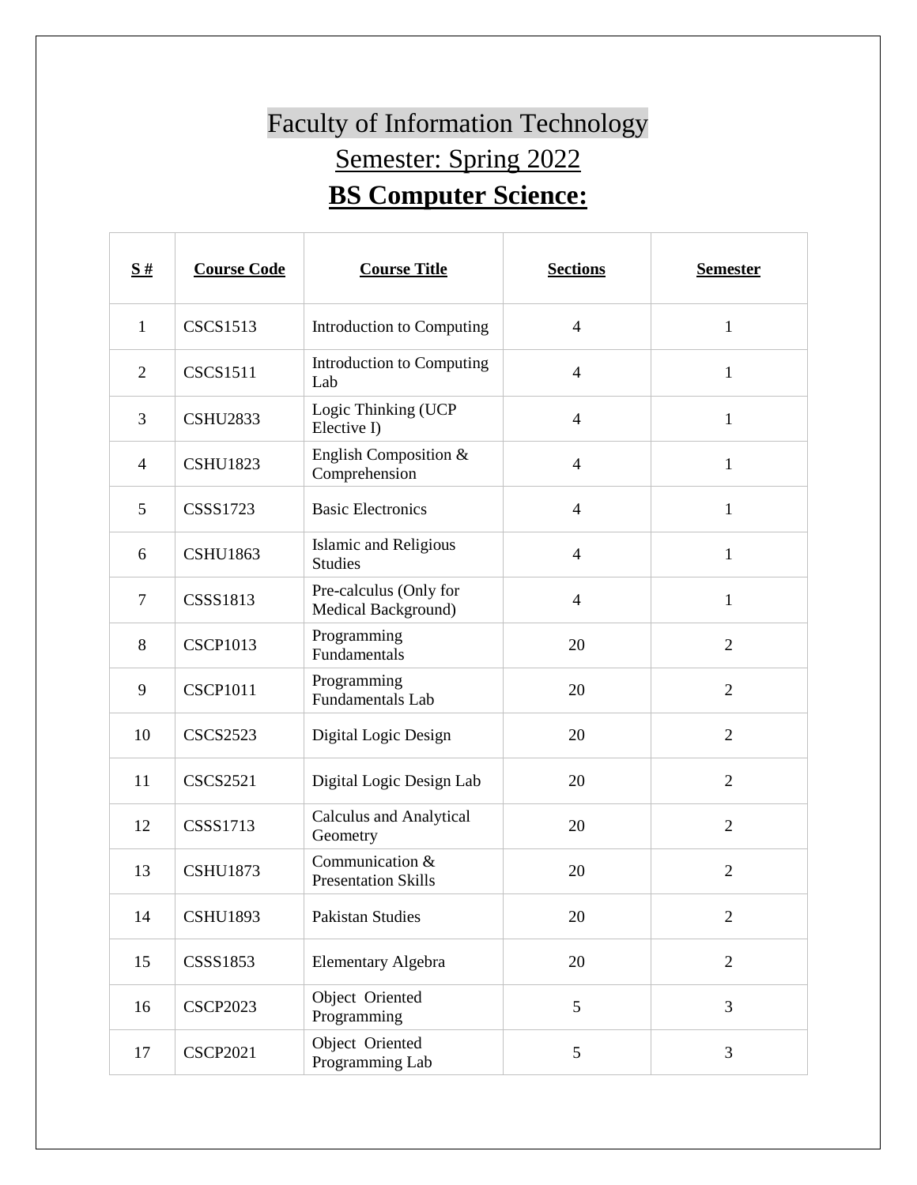# Faculty of Information Technology

## Semester: Spring 2022

## **BS Computer Science:**

| **S #** | **Course Code** | **Course Title** | **Sections** | **Semester** |
|---|---|---|---|---|
| 1 | CSCS1513 | Introduction to Computing | 4 | 1 |
| 2 | CSCS1511 | Introduction to Computing Lab | 4 | 1 |
| 3 | CSHU2833 | Logic Thinking (UCP Elective I) | 4 | 1 |
| 4 | CSHU1823 | English Composition & Comprehension | 4 | 1 |
| 5 | CSSS1723 | Basic Electronics | 4 | 1 |
| 6 | CSHU1863 | Islamic and Religious Studies | 4 | 1 |
| 7 | CSSS1813 | Pre-calculus (Only for Medical Background) | 4 | 1 |
| 8 | CSCP1013 | Programming Fundamentals | 20 | 2 |
| 9 | CSCP1011 | Programming Fundamentals Lab | 20 | 2 |
| 10 | CSCS2523 | Digital Logic Design | 20 | 2 |
| 11 | CSCS2521 | Digital Logic Design Lab | 20 | 2 |
| 12 | CSSS1713 | Calculus and Analytical Geometry | 20 | 2 |
| 13 | CSHU1873 | Communication & Presentation Skills | 20 | 2 |
| 14 | CSHU1893 | Pakistan Studies | 20 | 2 |
| 15 | CSSS1853 | Elementary Algebra | 20 | 2 |
| 16 | CSCP2023 | Object Oriented Programming | 5 | 3 |
| 17 | CSCP2021 | Object Oriented Programming Lab | 5 | 3 |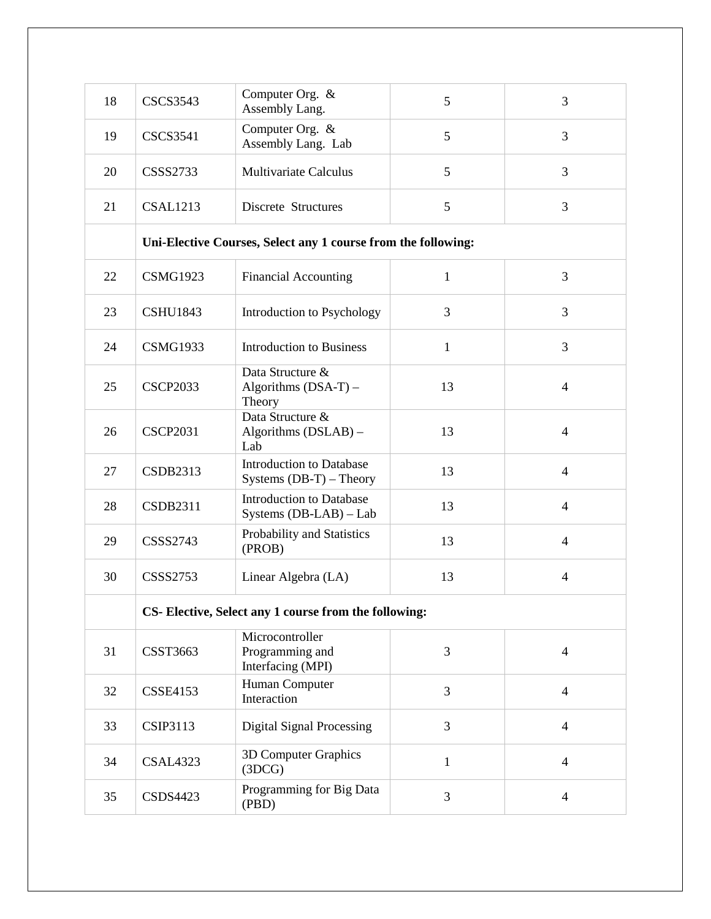| 18 | CSCS3543 | Computer Org. & Assembly Lang. | 5 | 3 |
|---|---|---|---|---|
| 19 | CSCS3541 | Computer Org. & Assembly Lang. Lab | 5 | 3 |
| 20 | CSSS2733 | Multivariate Calculus | 5 | 3 |
| 21 | CSAL1213 | Discrete Structures | 5 | 3 |
| | **Uni-Elective Courses, Select any 1 course from the following:** | | | |
| 22 | CSMG1923 | Financial Accounting | 1 | 3 |
| 23 | CSHU1843 | Introduction to Psychology | 3 | 3 |
| 24 | CSMG1933 | Introduction to Business | 1 | 3 |
| 25 | CSCP2033 | Data Structure & Algorithms (DSA-T) – Theory | 13 | 4 |
| 26 | CSCP2031 | Data Structure & Algorithms (DSLAB) – Lab | 13 | 4 |
| 27 | CSDB2313 | Introduction to Database Systems (DB-T) – Theory | 13 | 4 |
| 28 | CSDB2311 | Introduction to Database Systems (DB-LAB) – Lab | 13 | 4 |
| 29 | CSSS2743 | Probability and Statistics (PROB) | 13 | 4 |
| 30 | CSSS2753 | Linear Algebra (LA) | 13 | 4 |
| | **CS- Elective, Select any 1 course from the following:** | | | |
| 31 | CSST3663 | Microcontroller Programming and Interfacing (MPI) | 3 | 4 |
| 32 | CSSE4153 | Human Computer Interaction | 3 | 4 |
| 33 | CSIP3113 | Digital Signal Processing | 3 | 4 |
| 34 | CSAL4323 | 3D Computer Graphics (3DCG) | 1 | 4 |
| 35 | CSDS4423 | Programming for Big Data (PBD) | 3 | 4 |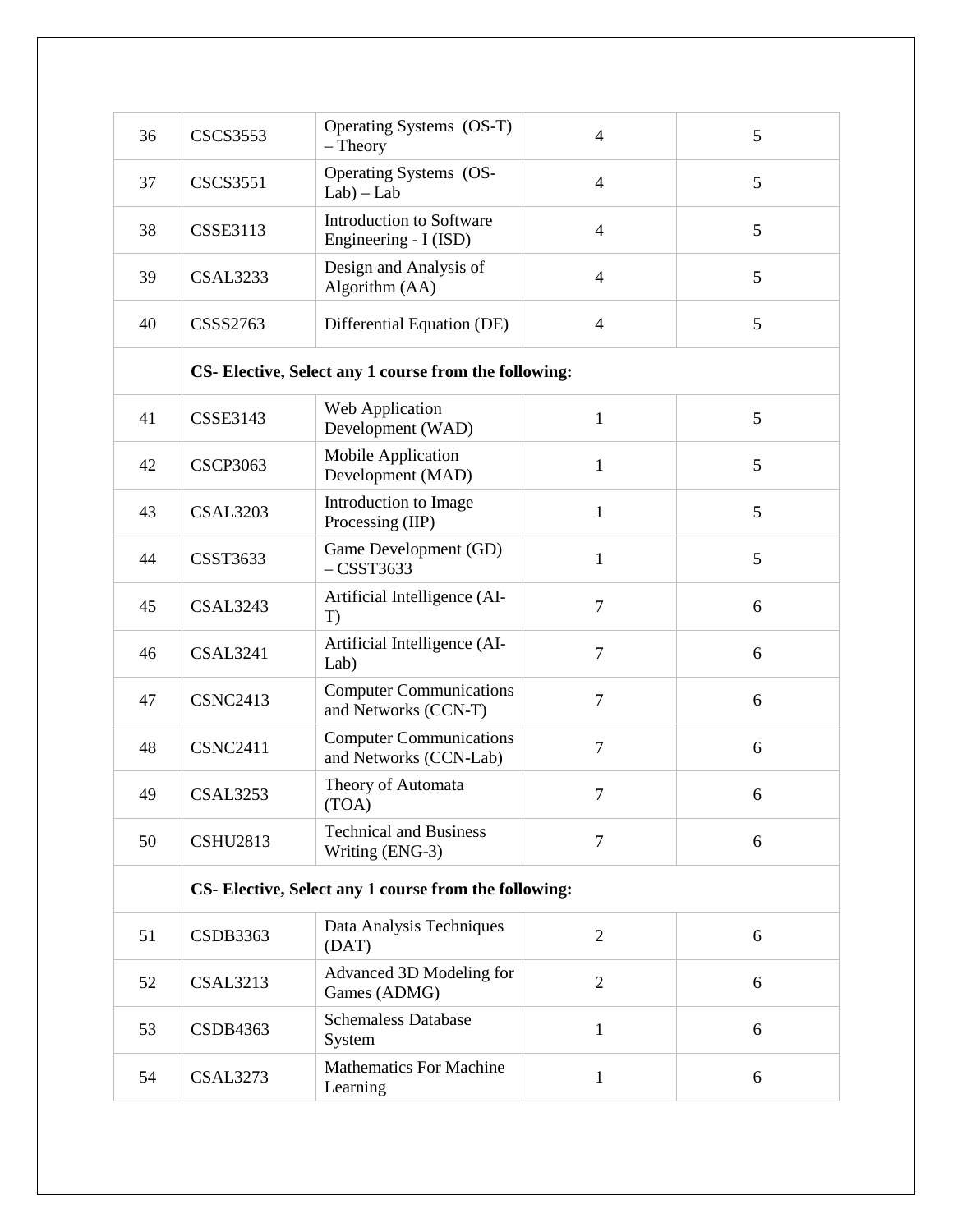| 36 | CSCS3553 | Operating Systems (OS-T) – Theory | 4 | 5 |
|---|---|---|---|---|
| 37 | CSCS3551 | Operating Systems (OS-Lab) – Lab | 4 | 5 |
| 38 | CSSE3113 | Introduction to Software Engineering - I (ISD) | 4 | 5 |
| 39 | CSAL3233 | Design and Analysis of Algorithm (AA) | 4 | 5 |
| 40 | CSSS2763 | Differential Equation (DE) | 4 | 5 |
| | **CS- Elective, Select any 1 course from the following:** | | | |
| 41 | CSSE3143 | Web Application Development (WAD) | 1 | 5 |
| 42 | CSCP3063 | Mobile Application Development (MAD) | 1 | 5 |
| 43 | CSAL3203 | Introduction to Image Processing (IIP) | 1 | 5 |
| 44 | CSST3633 | Game Development (GD) – CSST3633 | 1 | 5 |
| 45 | CSAL3243 | Artificial Intelligence (AI-T) | 7 | 6 |
| 46 | CSAL3241 | Artificial Intelligence (AI-Lab) | 7 | 6 |
| 47 | CSNC2413 | Computer Communications and Networks (CCN-T) | 7 | 6 |
| 48 | CSNC2411 | Computer Communications and Networks (CCN-Lab) | 7 | 6 |
| 49 | CSAL3253 | Theory of Automata (TOA) | 7 | 6 |
| 50 | CSHU2813 | Technical and Business Writing (ENG-3) | 7 | 6 |
| | **CS- Elective, Select any 1 course from the following:** | | | |
| 51 | CSDB3363 | Data Analysis Techniques (DAT) | 2 | 6 |
| 52 | CSAL3213 | Advanced 3D Modeling for Games (ADMG) | 2 | 6 |
| 53 | CSDB4363 | Schemaless Database System | 1 | 6 |
| 54 | CSAL3273 | Mathematics For Machine Learning | 1 | 6 |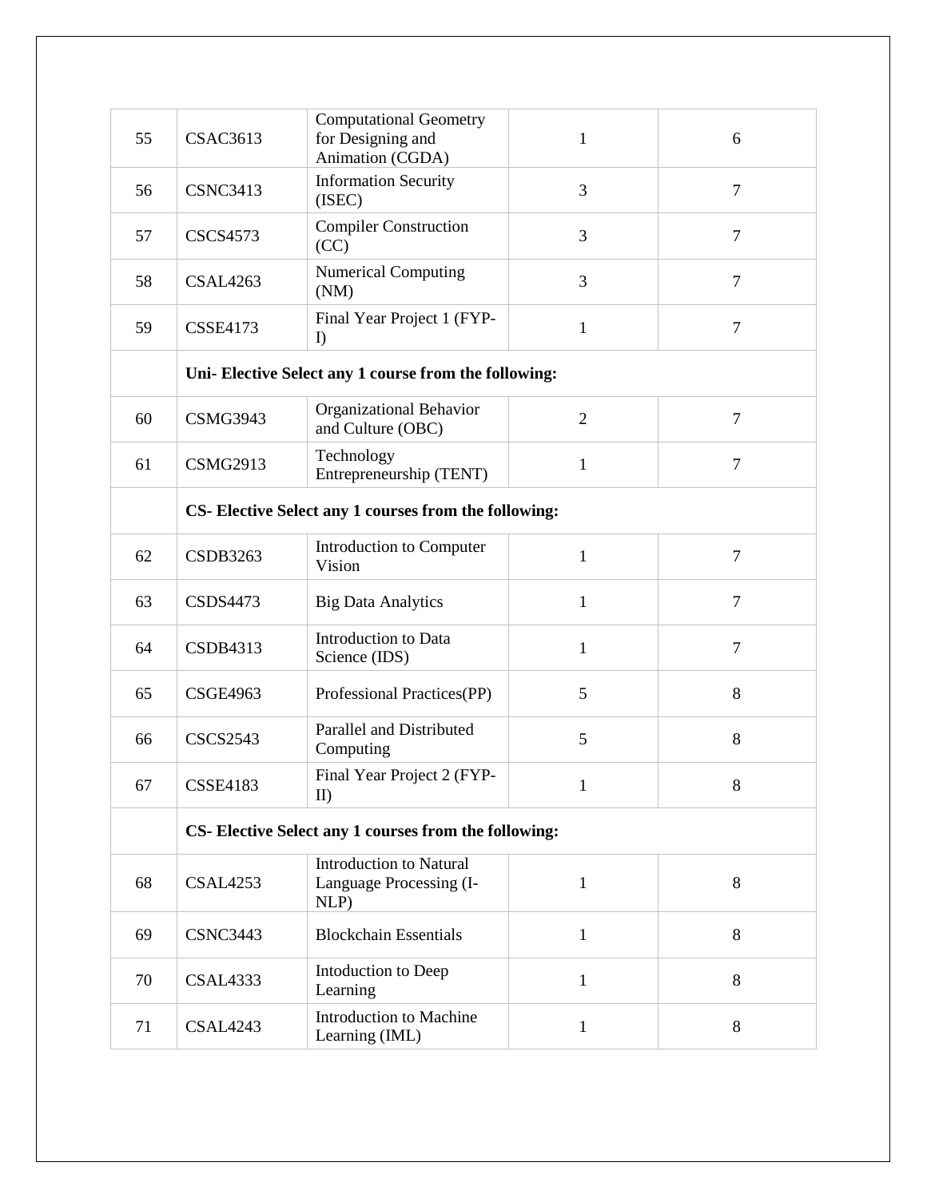| | | | | |
|---|---|---|---|---|
| 55 | CSAC3613 | Computational Geometry for Designing and Animation (CGDA) | 1 | 6 |
| 56 | CSNC3413 | Information Security (ISEC) | 3 | 7 |
| 57 | CSCS4573 | Compiler Construction (CC) | 3 | 7 |
| 58 | CSAL4263 | Numerical Computing (NM) | 3 | 7 |
| 59 | CSSE4173 | Final Year Project 1 (FYP-I) | 1 | 7 |
| | **Uni- Elective Select any 1 course from the following:** | | | |
| 60 | CSMG3943 | Organizational Behavior and Culture (OBC) | 2 | 7 |
| 61 | CSMG2913 | Technology Entrepreneurship (TENT) | 1 | 7 |
| | **CS- Elective Select any 1 courses from the following:** | | | |
| 62 | CSDB3263 | Introduction to Computer Vision | 1 | 7 |
| 63 | CSDS4473 | Big Data Analytics | 1 | 7 |
| 64 | CSDB4313 | Introduction to Data Science (IDS) | 1 | 7 |
| 65 | CSGE4963 | Professional Practices(PP) | 5 | 8 |
| 66 | CSCS2543 | Parallel and Distributed Computing | 5 | 8 |
| 67 | CSSE4183 | Final Year Project 2 (FYP-II) | 1 | 8 |
| | **CS- Elective Select any 1 courses from the following:** | | | |
| 68 | CSAL4253 | Introduction to Natural Language Processing (I-NLP) | 1 | 8 |
| 69 | CSNC3443 | Blockchain Essentials | 1 | 8 |
| 70 | CSAL4333 | Intoduction to Deep Learning | 1 | 8 |
| 71 | CSAL4243 | Introduction to Machine Learning (IML) | 1 | 8 |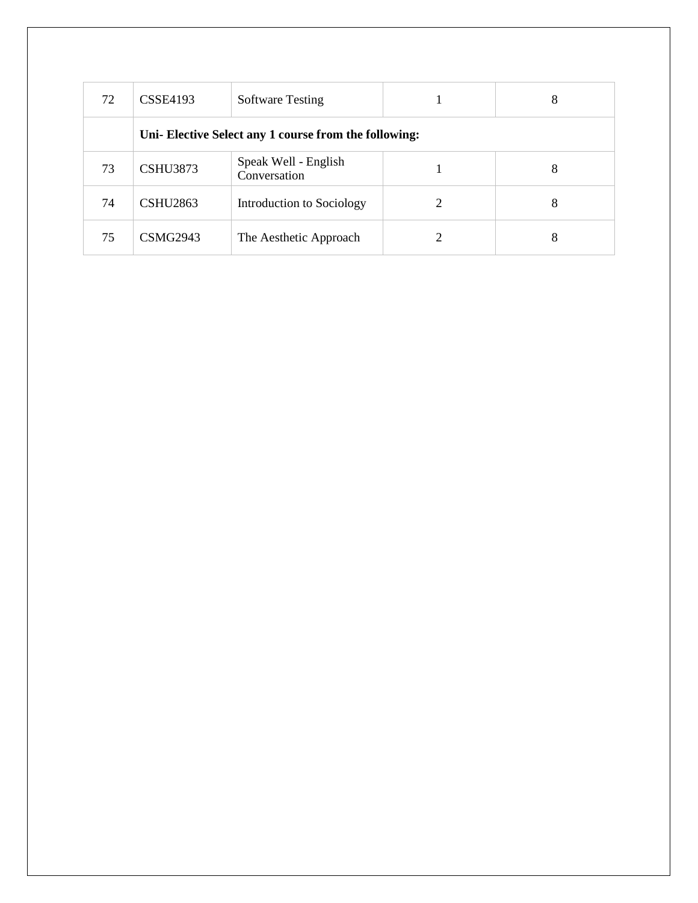| | | | | |
|---|---|---|---|---|
| 72 | CSSE4193 | Software Testing | 1 | 8 |
| | **Uni- Elective Select any 1 course from the following:** | | | |
| 73 | CSHU3873 | Speak Well - English Conversation | 1 | 8 |
| 74 | CSHU2863 | Introduction to Sociology | 2 | 8 |
| 75 | CSMG2943 | The Aesthetic Approach | 2 | 8 |